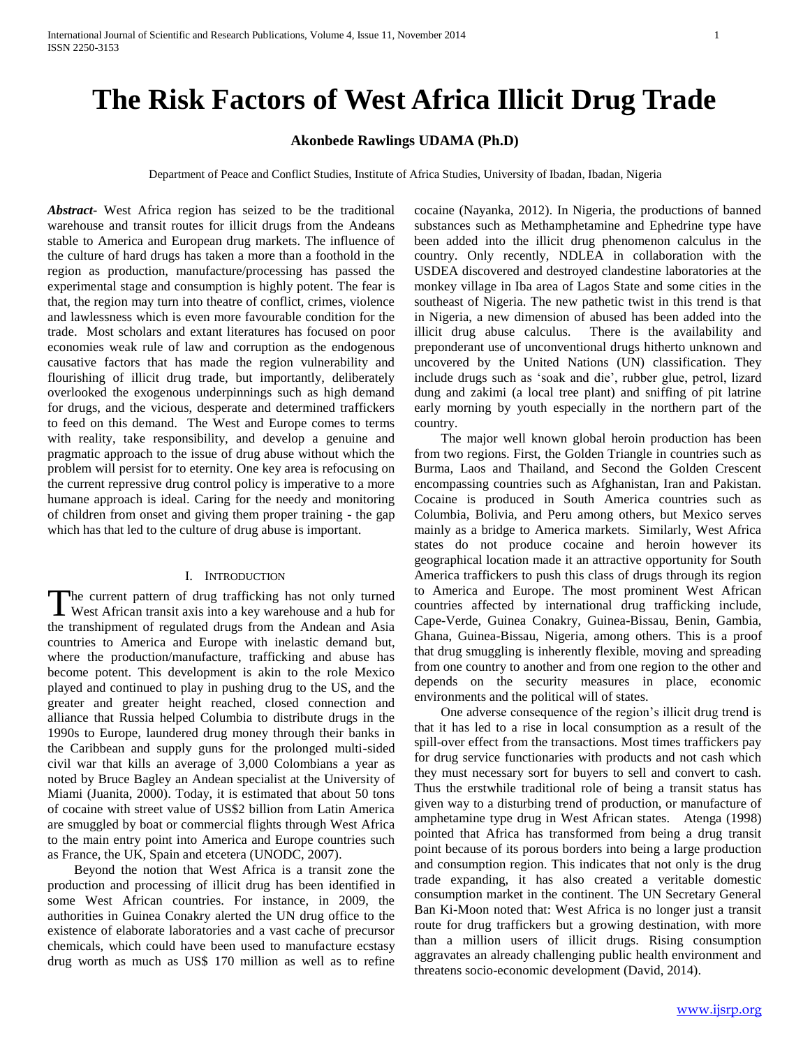# The Risk Factors of West Africa Illicit Drug Trade

**Akonbede Rawlings UDAMA (Ph.D)**

Department of Peace and Conflict Studies, Institute of Africa Studies, University of Ibadan, Ibadan, Nigeria

***Abstract***- West Africa region has seized to be the traditional warehouse and transit routes for illicit drugs from the Andeans stable to America and European drug markets. The influence of the culture of hard drugs has taken a more than a foothold in the region as production, manufacture/processing has passed the experimental stage and consumption is highly potent. The fear is that, the region may turn into theatre of conflict, crimes, violence and lawlessness which is even more favourable condition for the trade. Most scholars and extant literatures has focused on poor economies weak rule of law and corruption as the endogenous causative factors that has made the region vulnerability and flourishing of illicit drug trade, but importantly, deliberately overlooked the exogenous underpinnings such as high demand for drugs, and the vicious, desperate and determined traffickers to feed on this demand. The West and Europe comes to terms with reality, take responsibility, and develop a genuine and pragmatic approach to the issue of drug abuse without which the problem will persist for to eternity. One key area is refocusing on the current repressive drug control policy is imperative to a more humane approach is ideal. Caring for the needy and monitoring of children from onset and giving them proper training - the gap which has that led to the culture of drug abuse is important.

## I. Introduction

The current pattern of drug trafficking has not only turned West African transit axis into a key warehouse and a hub for the transhipment of regulated drugs from the Andean and Asia countries to America and Europe with inelastic demand but, where the production/manufacture, trafficking and abuse has become potent. This development is akin to the role Mexico played and continued to play in pushing drug to the US, and the greater and greater height reached, closed connection and alliance that Russia helped Columbia to distribute drugs in the 1990s to Europe, laundered drug money through their banks in the Caribbean and supply guns for the prolonged multi-sided civil war that kills an average of 3,000 Colombians a year as noted by Bruce Bagley an Andean specialist at the University of Miami (Juanita, 2000). Today, it is estimated that about 50 tons of cocaine with street value of US$2 billion from Latin America are smuggled by boat or commercial flights through West Africa to the main entry point into America and Europe countries such as France, the UK, Spain and etcetera (UNODC, 2007).

Beyond the notion that West Africa is a transit zone the production and processing of illicit drug has been identified in some West African countries. For instance, in 2009, the authorities in Guinea Conakry alerted the UN drug office to the existence of elaborate laboratories and a vast cache of precursor chemicals, which could have been used to manufacture ecstasy drug worth as much as US$ 170 million as well as to refine cocaine (Nayanka, 2012). In Nigeria, the productions of banned substances such as Methamphetamine and Ephedrine type have been added into the illicit drug phenomenon calculus in the country. Only recently, NDLEA in collaboration with the USDEA discovered and destroyed clandestine laboratories at the monkey village in Iba area of Lagos State and some cities in the southeast of Nigeria. The new pathetic twist in this trend is that in Nigeria, a new dimension of abused has been added into the illicit drug abuse calculus. There is the availability and preponderant use of unconventional drugs hitherto unknown and uncovered by the United Nations (UN) classification. They include drugs such as 'soak and die', rubber glue, petrol, lizard dung and zakimi (a local tree plant) and sniffing of pit latrine early morning by youth especially in the northern part of the country.

The major well known global heroin production has been from two regions. First, the Golden Triangle in countries such as Burma, Laos and Thailand, and Second the Golden Crescent encompassing countries such as Afghanistan, Iran and Pakistan. Cocaine is produced in South America countries such as Columbia, Bolivia, and Peru among others, but Mexico serves mainly as a bridge to America markets. Similarly, West Africa states do not produce cocaine and heroin however its geographical location made it an attractive opportunity for South America traffickers to push this class of drugs through its region to America and Europe. The most prominent West African countries affected by international drug trafficking include, Cape-Verde, Guinea Conakry, Guinea-Bissau, Benin, Gambia, Ghana, Guinea-Bissau, Nigeria, among others. This is a proof that drug smuggling is inherently flexible, moving and spreading from one country to another and from one region to the other and depends on the security measures in place, economic environments and the political will of states.

One adverse consequence of the region's illicit drug trend is that it has led to a rise in local consumption as a result of the spill-over effect from the transactions. Most times traffickers pay for drug service functionaries with products and not cash which they must necessary sort for buyers to sell and convert to cash. Thus the erstwhile traditional role of being a transit status has given way to a disturbing trend of production, or manufacture of amphetamine type drug in West African states. Atenga (1998) pointed that Africa has transformed from being a drug transit point because of its porous borders into being a large production and consumption region. This indicates that not only is the drug trade expanding, it has also created a veritable domestic consumption market in the continent. The UN Secretary General Ban Ki-Moon noted that: West Africa is no longer just a transit route for drug traffickers but a growing destination, with more than a million users of illicit drugs. Rising consumption aggravates an already challenging public health environment and threatens socio-economic development (David, 2014).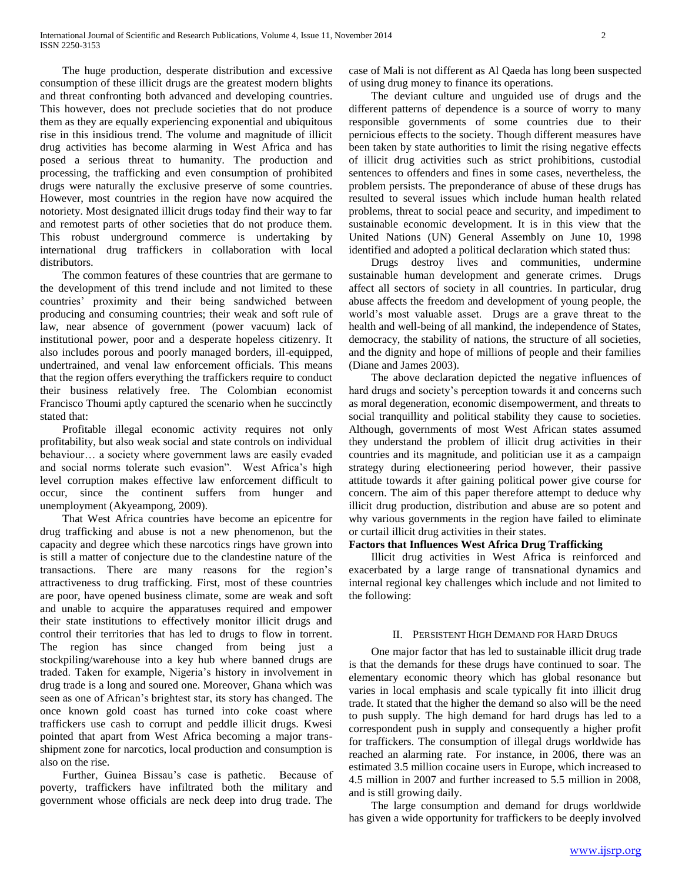The huge production, desperate distribution and excessive consumption of these illicit drugs are the greatest modern blights and threat confronting both advanced and developing countries. This however, does not preclude societies that do not produce them as they are equally experiencing exponential and ubiquitous rise in this insidious trend. The volume and magnitude of illicit drug activities has become alarming in West Africa and has posed a serious threat to humanity. The production and processing, the trafficking and even consumption of prohibited drugs were naturally the exclusive preserve of some countries. However, most countries in the region have now acquired the notoriety. Most designated illicit drugs today find their way to far and remotest parts of other societies that do not produce them. This robust underground commerce is undertaking by international drug traffickers in collaboration with local distributors.

The common features of these countries that are germane to the development of this trend include and not limited to these countries' proximity and their being sandwiched between producing and consuming countries; their weak and soft rule of law, near absence of government (power vacuum) lack of institutional power, poor and a desperate hopeless citizenry. It also includes porous and poorly managed borders, ill-equipped, undertrained, and venal law enforcement officials. This means that the region offers everything the traffickers require to conduct their business relatively free. The Colombian economist Francisco Thoumi aptly captured the scenario when he succinctly stated that:

Profitable illegal economic activity requires not only profitability, but also weak social and state controls on individual behaviour… a society where government laws are easily evaded and social norms tolerate such evasion". West Africa's high level corruption makes effective law enforcement difficult to occur, since the continent suffers from hunger and unemployment (Akyeampong, 2009).

That West Africa countries have become an epicentre for drug trafficking and abuse is not a new phenomenon, but the capacity and degree which these narcotics rings have grown into is still a matter of conjecture due to the clandestine nature of the transactions. There are many reasons for the region's attractiveness to drug trafficking. First, most of these countries are poor, have opened business climate, some are weak and soft and unable to acquire the apparatuses required and empower their state institutions to effectively monitor illicit drugs and control their territories that has led to drugs to flow in torrent. The region has since changed from being just a stockpiling/warehouse into a key hub where banned drugs are traded. Taken for example, Nigeria's history in involvement in drug trade is a long and soured one. Moreover, Ghana which was seen as one of African's brightest star, its story has changed. The once known gold coast has turned into coke coast where traffickers use cash to corrupt and peddle illicit drugs. Kwesi pointed that apart from West Africa becoming a major trans-shipment zone for narcotics, local production and consumption is also on the rise.

Further, Guinea Bissau's case is pathetic. Because of poverty, traffickers have infiltrated both the military and government whose officials are neck deep into drug trade. The case of Mali is not different as Al Qaeda has long been suspected of using drug money to finance its operations.

The deviant culture and unguided use of drugs and the different patterns of dependence is a source of worry to many responsible governments of some countries due to their pernicious effects to the society. Though different measures have been taken by state authorities to limit the rising negative effects of illicit drug activities such as strict prohibitions, custodial sentences to offenders and fines in some cases, nevertheless, the problem persists. The preponderance of abuse of these drugs has resulted to several issues which include human health related problems, threat to social peace and security, and impediment to sustainable economic development. It is in this view that the United Nations (UN) General Assembly on June 10, 1998 identified and adopted a political declaration which stated thus:

Drugs destroy lives and communities, undermine sustainable human development and generate crimes. Drugs affect all sectors of society in all countries. In particular, drug abuse affects the freedom and development of young people, the world's most valuable asset. Drugs are a grave threat to the health and well-being of all mankind, the independence of States, democracy, the stability of nations, the structure of all societies, and the dignity and hope of millions of people and their families (Diane and James 2003).

The above declaration depicted the negative influences of hard drugs and society's perception towards it and concerns such as moral degeneration, economic disempowerment, and threats to social tranquillity and political stability they cause to societies. Although, governments of most West African states assumed they understand the problem of illicit drug activities in their countries and its magnitude, and politician use it as a campaign strategy during electioneering period however, their passive attitude towards it after gaining political power give course for concern. The aim of this paper therefore attempt to deduce why illicit drug production, distribution and abuse are so potent and why various governments in the region have failed to eliminate or curtail illicit drug activities in their states.

**Factors that Influences West Africa Drug Trafficking**

Illicit drug activities in West Africa is reinforced and exacerbated by a large range of transnational dynamics and internal regional key challenges which include and not limited to the following:

## II. Persistent High Demand for Hard Drugs

One major factor that has led to sustainable illicit drug trade is that the demands for these drugs have continued to soar. The elementary economic theory which has global resonance but varies in local emphasis and scale typically fit into illicit drug trade. It stated that the higher the demand so also will be the need to push supply. The high demand for hard drugs has led to a correspondent push in supply and consequently a higher profit for traffickers. The consumption of illegal drugs worldwide has reached an alarming rate. For instance, in 2006, there was an estimated 3.5 million cocaine users in Europe, which increased to 4.5 million in 2007 and further increased to 5.5 million in 2008, and is still growing daily.

The large consumption and demand for drugs worldwide has given a wide opportunity for traffickers to be deeply involved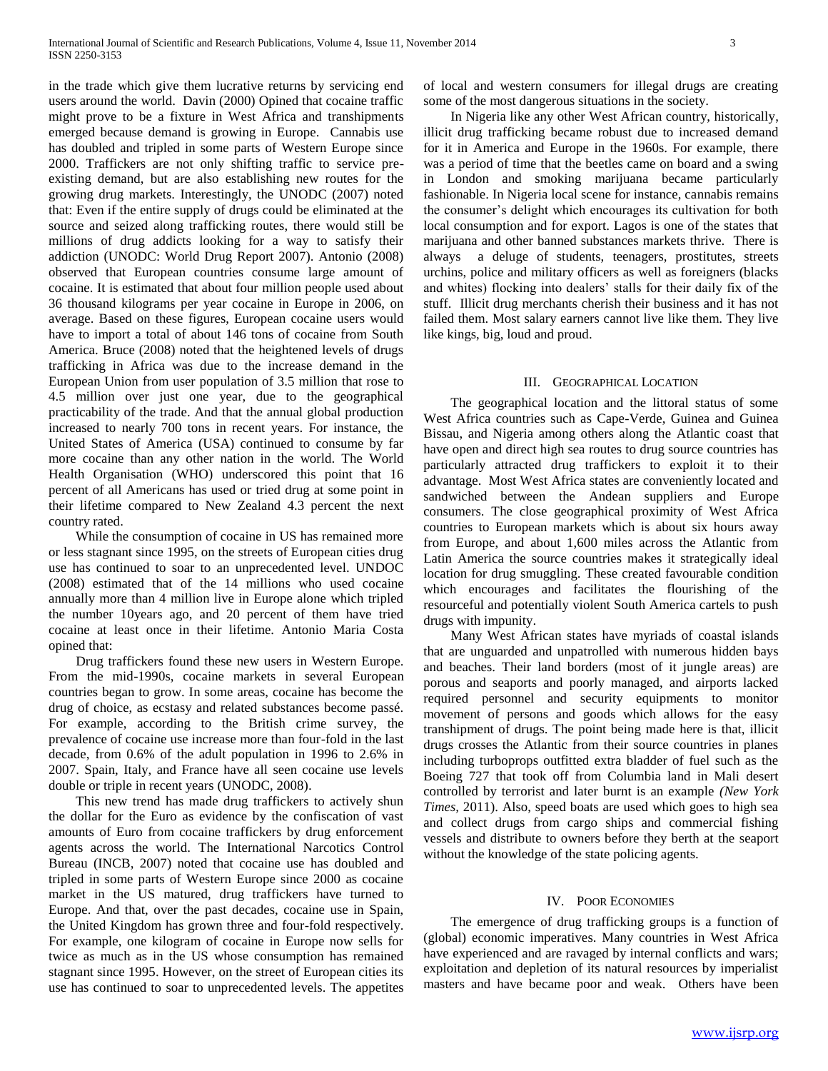in the trade which give them lucrative returns by servicing end users around the world. Davin (2000) Opined that cocaine traffic might prove to be a fixture in West Africa and transhipments emerged because demand is growing in Europe. Cannabis use has doubled and tripled in some parts of Western Europe since 2000. Traffickers are not only shifting traffic to service pre-existing demand, but are also establishing new routes for the growing drug markets. Interestingly, the UNODC (2007) noted that: Even if the entire supply of drugs could be eliminated at the source and seized along trafficking routes, there would still be millions of drug addicts looking for a way to satisfy their addiction (UNODC: World Drug Report 2007). Antonio (2008) observed that European countries consume large amount of cocaine. It is estimated that about four million people used about 36 thousand kilograms per year cocaine in Europe in 2006, on average. Based on these figures, European cocaine users would have to import a total of about 146 tons of cocaine from South America. Bruce (2008) noted that the heightened levels of drugs trafficking in Africa was due to the increase demand in the European Union from user population of 3.5 million that rose to 4.5 million over just one year, due to the geographical practicability of the trade. And that the annual global production increased to nearly 700 tons in recent years. For instance, the United States of America (USA) continued to consume by far more cocaine than any other nation in the world. The World Health Organisation (WHO) underscored this point that 16 percent of all Americans has used or tried drug at some point in their lifetime compared to New Zealand 4.3 percent the next country rated.

While the consumption of cocaine in US has remained more or less stagnant since 1995, on the streets of European cities drug use has continued to soar to an unprecedented level. UNDOC (2008) estimated that of the 14 millions who used cocaine annually more than 4 million live in Europe alone which tripled the number 10years ago, and 20 percent of them have tried cocaine at least once in their lifetime. Antonio Maria Costa opined that:

Drug traffickers found these new users in Western Europe. From the mid-1990s, cocaine markets in several European countries began to grow. In some areas, cocaine has become the drug of choice, as ecstasy and related substances become passé. For example, according to the British crime survey, the prevalence of cocaine use increase more than four-fold in the last decade, from 0.6% of the adult population in 1996 to 2.6% in 2007. Spain, Italy, and France have all seen cocaine use levels double or triple in recent years (UNODC, 2008).

This new trend has made drug traffickers to actively shun the dollar for the Euro as evidence by the confiscation of vast amounts of Euro from cocaine traffickers by drug enforcement agents across the world. The International Narcotics Control Bureau (INCB, 2007) noted that cocaine use has doubled and tripled in some parts of Western Europe since 2000 as cocaine market in the US matured, drug traffickers have turned to Europe. And that, over the past decades, cocaine use in Spain, the United Kingdom has grown three and four-fold respectively. For example, one kilogram of cocaine in Europe now sells for twice as much as in the US whose consumption has remained stagnant since 1995. However, on the street of European cities its use has continued to soar to unprecedented levels. The appetites of local and western consumers for illegal drugs are creating some of the most dangerous situations in the society.

In Nigeria like any other West African country, historically, illicit drug trafficking became robust due to increased demand for it in America and Europe in the 1960s. For example, there was a period of time that the beetles came on board and a swing in London and smoking marijuana became particularly fashionable. In Nigeria local scene for instance, cannabis remains the consumer's delight which encourages its cultivation for both local consumption and for export. Lagos is one of the states that marijuana and other banned substances markets thrive. There is always a deluge of students, teenagers, prostitutes, streets urchins, police and military officers as well as foreigners (blacks and whites) flocking into dealers' stalls for their daily fix of the stuff. Illicit drug merchants cherish their business and it has not failed them. Most salary earners cannot live like them. They live like kings, big, loud and proud.

## III. Geographical Location

The geographical location and the littoral status of some West Africa countries such as Cape-Verde, Guinea and Guinea Bissau, and Nigeria among others along the Atlantic coast that have open and direct high sea routes to drug source countries has particularly attracted drug traffickers to exploit it to their advantage. Most West Africa states are conveniently located and sandwiched between the Andean suppliers and Europe consumers. The close geographical proximity of West Africa countries to European markets which is about six hours away from Europe, and about 1,600 miles across the Atlantic from Latin America the source countries makes it strategically ideal location for drug smuggling. These created favourable condition which encourages and facilitates the flourishing of the resourceful and potentially violent South America cartels to push drugs with impunity.

Many West African states have myriads of coastal islands that are unguarded and unpatrolled with numerous hidden bays and beaches. Their land borders (most of it jungle areas) are porous and seaports and poorly managed, and airports lacked required personnel and security equipments to monitor movement of persons and goods which allows for the easy transhipment of drugs. The point being made here is that, illicit drug crosses the Atlantic from their source countries in planes including turboprops outfitted extra bladder of fuel such as the Boeing 727 that took off from Columbia land in Mali desert controlled by terrorist and later burnt is an example *(New York Times,* 2011). Also, speed boats are used which goes to high sea and collect drugs from cargo ships and commercial fishing vessels and distribute to owners before they berth at the seaport without the knowledge of the state policing agents.

## IV. Poor Economies

The emergence of drug trafficking groups is a function of (global) economic imperatives. Many countries in West Africa have experienced and are ravaged by internal conflicts and wars; exploitation and depletion of its natural resources by imperialist masters and have became poor and weak. Others have been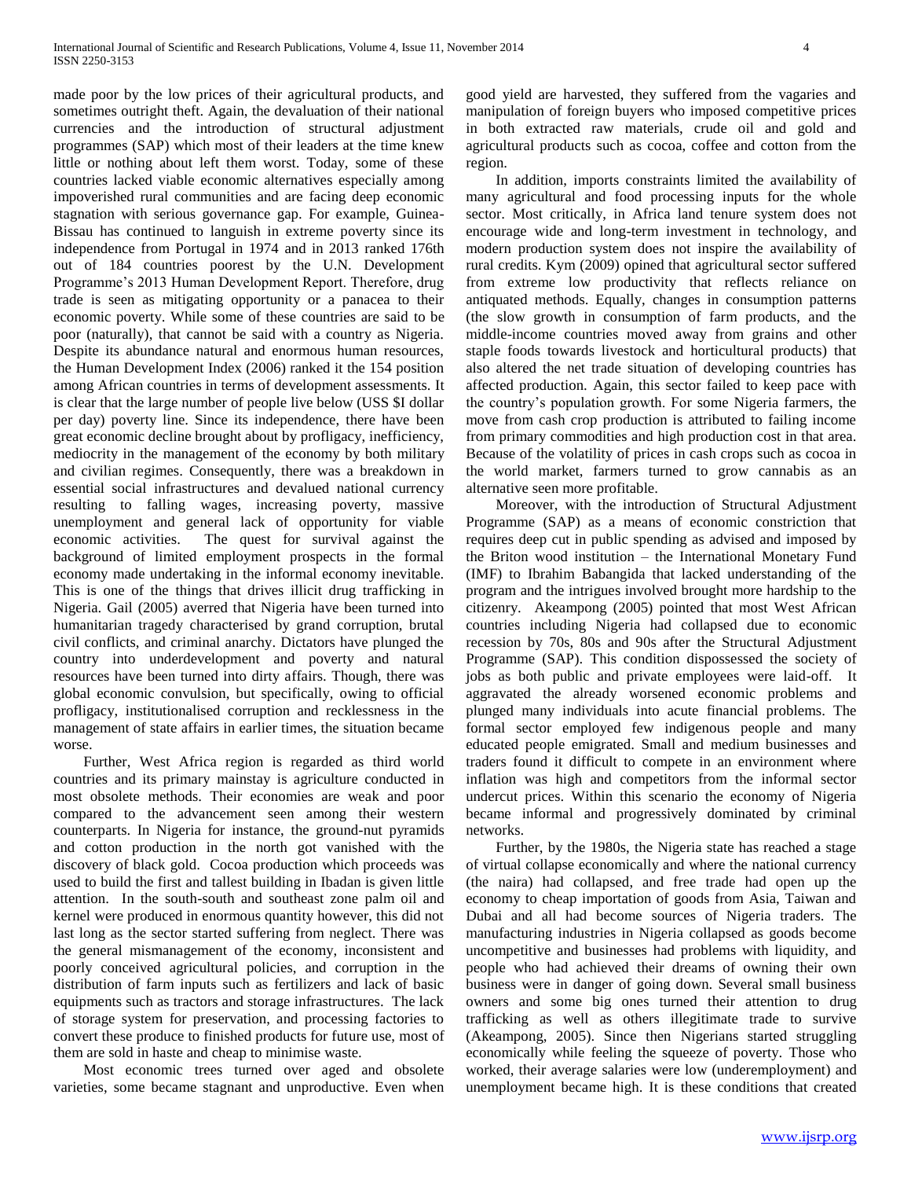made poor by the low prices of their agricultural products, and sometimes outright theft. Again, the devaluation of their national currencies and the introduction of structural adjustment programmes (SAP) which most of their leaders at the time knew little or nothing about left them worst. Today, some of these countries lacked viable economic alternatives especially among impoverished rural communities and are facing deep economic stagnation with serious governance gap. For example, Guinea-Bissau has continued to languish in extreme poverty since its independence from Portugal in 1974 and in 2013 ranked 176th out of 184 countries poorest by the U.N. Development Programme's 2013 Human Development Report. Therefore, drug trade is seen as mitigating opportunity or a panacea to their economic poverty. While some of these countries are said to be poor (naturally), that cannot be said with a country as Nigeria. Despite its abundance natural and enormous human resources, the Human Development Index (2006) ranked it the 154 position among African countries in terms of development assessments. It is clear that the large number of people live below (USS $I dollar per day) poverty line. Since its independence, there have been great economic decline brought about by profligacy, inefficiency, mediocrity in the management of the economy by both military and civilian regimes. Consequently, there was a breakdown in essential social infrastructures and devalued national currency resulting to falling wages, increasing poverty, massive unemployment and general lack of opportunity for viable economic activities. The quest for survival against the background of limited employment prospects in the formal economy made undertaking in the informal economy inevitable. This is one of the things that drives illicit drug trafficking in Nigeria. Gail (2005) averred that Nigeria have been turned into humanitarian tragedy characterised by grand corruption, brutal civil conflicts, and criminal anarchy. Dictators have plunged the country into underdevelopment and poverty and natural resources have been turned into dirty affairs. Though, there was global economic convulsion, but specifically, owing to official profligacy, institutionalised corruption and recklessness in the management of state affairs in earlier times, the situation became worse.

Further, West Africa region is regarded as third world countries and its primary mainstay is agriculture conducted in most obsolete methods. Their economies are weak and poor compared to the advancement seen among their western counterparts. In Nigeria for instance, the ground-nut pyramids and cotton production in the north got vanished with the discovery of black gold. Cocoa production which proceeds was used to build the first and tallest building in Ibadan is given little attention. In the south-south and southeast zone palm oil and kernel were produced in enormous quantity however, this did not last long as the sector started suffering from neglect. There was the general mismanagement of the economy, inconsistent and poorly conceived agricultural policies, and corruption in the distribution of farm inputs such as fertilizers and lack of basic equipments such as tractors and storage infrastructures. The lack of storage system for preservation, and processing factories to convert these produce to finished products for future use, most of them are sold in haste and cheap to minimise waste.

Most economic trees turned over aged and obsolete varieties, some became stagnant and unproductive. Even when good yield are harvested, they suffered from the vagaries and manipulation of foreign buyers who imposed competitive prices in both extracted raw materials, crude oil and gold and agricultural products such as cocoa, coffee and cotton from the region.

In addition, imports constraints limited the availability of many agricultural and food processing inputs for the whole sector. Most critically, in Africa land tenure system does not encourage wide and long-term investment in technology, and modern production system does not inspire the availability of rural credits. Kym (2009) opined that agricultural sector suffered from extreme low productivity that reflects reliance on antiquated methods. Equally, changes in consumption patterns (the slow growth in consumption of farm products, and the middle-income countries moved away from grains and other staple foods towards livestock and horticultural products) that also altered the net trade situation of developing countries has affected production. Again, this sector failed to keep pace with the country's population growth. For some Nigeria farmers, the move from cash crop production is attributed to failing income from primary commodities and high production cost in that area. Because of the volatility of prices in cash crops such as cocoa in the world market, farmers turned to grow cannabis as an alternative seen more profitable.

Moreover, with the introduction of Structural Adjustment Programme (SAP) as a means of economic constriction that requires deep cut in public spending as advised and imposed by the Briton wood institution – the International Monetary Fund (IMF) to Ibrahim Babangida that lacked understanding of the program and the intrigues involved brought more hardship to the citizenry. Akeampong (2005) pointed that most West African countries including Nigeria had collapsed due to economic recession by 70s, 80s and 90s after the Structural Adjustment Programme (SAP). This condition dispossessed the society of jobs as both public and private employees were laid-off. It aggravated the already worsened economic problems and plunged many individuals into acute financial problems. The formal sector employed few indigenous people and many educated people emigrated. Small and medium businesses and traders found it difficult to compete in an environment where inflation was high and competitors from the informal sector undercut prices. Within this scenario the economy of Nigeria became informal and progressively dominated by criminal networks.

Further, by the 1980s, the Nigeria state has reached a stage of virtual collapse economically and where the national currency (the naira) had collapsed, and free trade had open up the economy to cheap importation of goods from Asia, Taiwan and Dubai and all had become sources of Nigeria traders. The manufacturing industries in Nigeria collapsed as goods become uncompetitive and businesses had problems with liquidity, and people who had achieved their dreams of owning their own business were in danger of going down. Several small business owners and some big ones turned their attention to drug trafficking as well as others illegitimate trade to survive (Akeampong, 2005). Since then Nigerians started struggling economically while feeling the squeeze of poverty. Those who worked, their average salaries were low (underemployment) and unemployment became high. It is these conditions that created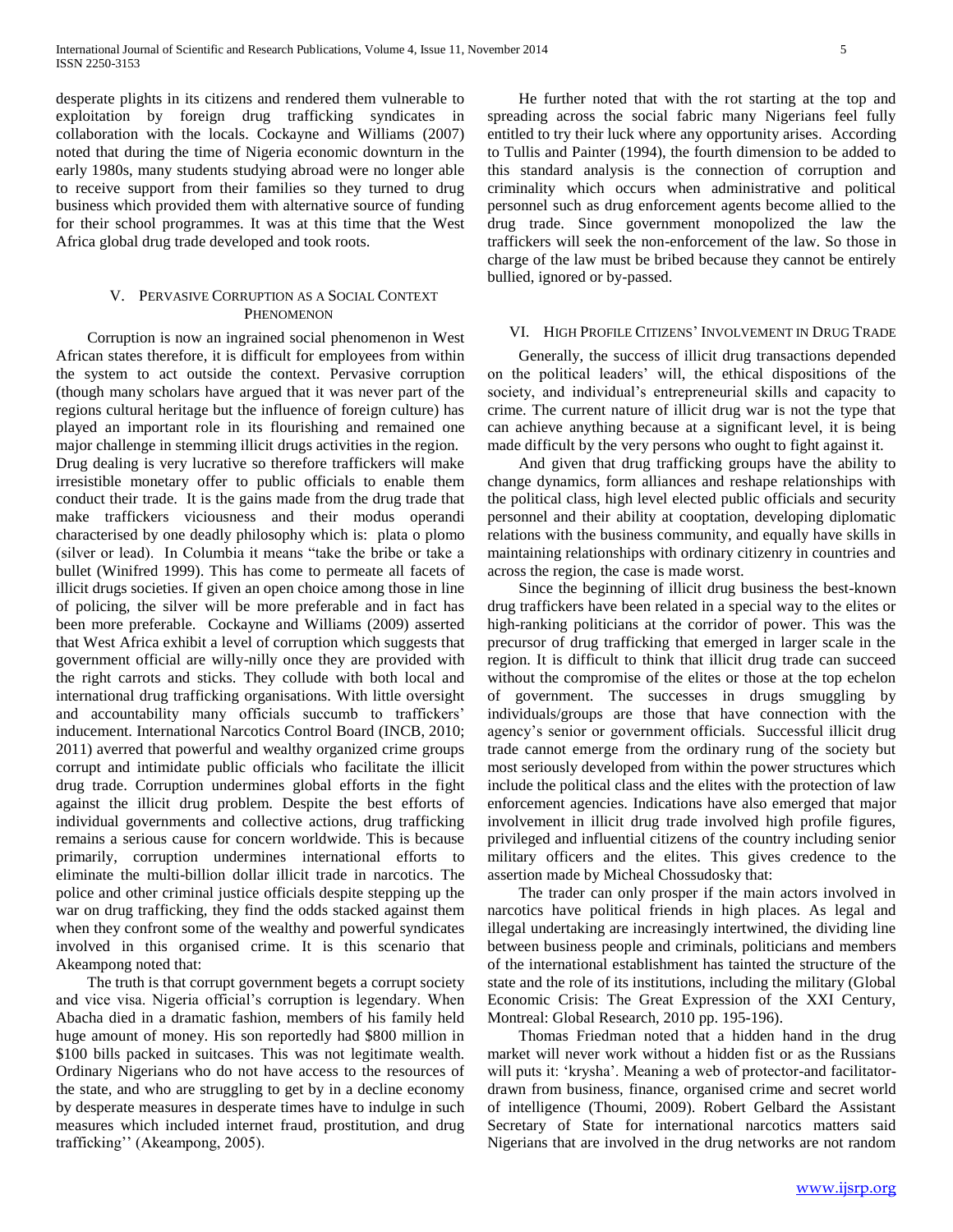desperate plights in its citizens and rendered them vulnerable to exploitation by foreign drug trafficking syndicates in collaboration with the locals. Cockayne and Williams (2007) noted that during the time of Nigeria economic downturn in the early 1980s, many students studying abroad were no longer able to receive support from their families so they turned to drug business which provided them with alternative source of funding for their school programmes. It was at this time that the West Africa global drug trade developed and took roots.

## V. Pervasive Corruption as a Social Context Phenomenon

Corruption is now an ingrained social phenomenon in West African states therefore, it is difficult for employees from within the system to act outside the context. Pervasive corruption (though many scholars have argued that it was never part of the regions cultural heritage but the influence of foreign culture) has played an important role in its flourishing and remained one major challenge in stemming illicit drugs activities in the region. Drug dealing is very lucrative so therefore traffickers will make irresistible monetary offer to public officials to enable them conduct their trade. It is the gains made from the drug trade that make traffickers viciousness and their modus operandi characterised by one deadly philosophy which is: plata o plomo (silver or lead). In Columbia it means "take the bribe or take a bullet (Winifred 1999). This has come to permeate all facets of illicit drugs societies. If given an open choice among those in line of policing, the silver will be more preferable and in fact has been more preferable. Cockayne and Williams (2009) asserted that West Africa exhibit a level of corruption which suggests that government official are willy-nilly once they are provided with the right carrots and sticks. They collude with both local and international drug trafficking organisations. With little oversight and accountability many officials succumb to traffickers' inducement. International Narcotics Control Board (INCB, 2010; 2011) averred that powerful and wealthy organized crime groups corrupt and intimidate public officials who facilitate the illicit drug trade. Corruption undermines global efforts in the fight against the illicit drug problem. Despite the best efforts of individual governments and collective actions, drug trafficking remains a serious cause for concern worldwide. This is because primarily, corruption undermines international efforts to eliminate the multi-billion dollar illicit trade in narcotics. The police and other criminal justice officials despite stepping up the war on drug trafficking, they find the odds stacked against them when they confront some of the wealthy and powerful syndicates involved in this organised crime. It is this scenario that Akeampong noted that:

The truth is that corrupt government begets a corrupt society and vice visa. Nigeria official's corruption is legendary. When Abacha died in a dramatic fashion, members of his family held huge amount of money. His son reportedly had \$800 million in \$100 bills packed in suitcases. This was not legitimate wealth. Ordinary Nigerians who do not have access to the resources of the state, and who are struggling to get by in a decline economy by desperate measures in desperate times have to indulge in such measures which included internet fraud, prostitution, and drug trafficking'' (Akeampong, 2005).

He further noted that with the rot starting at the top and spreading across the social fabric many Nigerians feel fully entitled to try their luck where any opportunity arises. According to Tullis and Painter (1994), the fourth dimension to be added to this standard analysis is the connection of corruption and criminality which occurs when administrative and political personnel such as drug enforcement agents become allied to the drug trade. Since government monopolized the law the traffickers will seek the non-enforcement of the law. So those in charge of the law must be bribed because they cannot be entirely bullied, ignored or by-passed.

## VI. High Profile Citizens' Involvement in Drug Trade

Generally, the success of illicit drug transactions depended on the political leaders' will, the ethical dispositions of the society, and individual's entrepreneurial skills and capacity to crime. The current nature of illicit drug war is not the type that can achieve anything because at a significant level, it is being made difficult by the very persons who ought to fight against it.

And given that drug trafficking groups have the ability to change dynamics, form alliances and reshape relationships with the political class, high level elected public officials and security personnel and their ability at cooptation, developing diplomatic relations with the business community, and equally have skills in maintaining relationships with ordinary citizenry in countries and across the region, the case is made worst.

Since the beginning of illicit drug business the best-known drug traffickers have been related in a special way to the elites or high-ranking politicians at the corridor of power. This was the precursor of drug trafficking that emerged in larger scale in the region. It is difficult to think that illicit drug trade can succeed without the compromise of the elites or those at the top echelon of government. The successes in drugs smuggling by individuals/groups are those that have connection with the agency's senior or government officials. Successful illicit drug trade cannot emerge from the ordinary rung of the society but most seriously developed from within the power structures which include the political class and the elites with the protection of law enforcement agencies. Indications have also emerged that major involvement in illicit drug trade involved high profile figures, privileged and influential citizens of the country including senior military officers and the elites. This gives credence to the assertion made by Micheal Chossudosky that:

The trader can only prosper if the main actors involved in narcotics have political friends in high places. As legal and illegal undertaking are increasingly intertwined, the dividing line between business people and criminals, politicians and members of the international establishment has tainted the structure of the state and the role of its institutions, including the military (Global Economic Crisis: The Great Expression of the XXI Century, Montreal: Global Research, 2010 pp. 195-196).

Thomas Friedman noted that a hidden hand in the drug market will never work without a hidden fist or as the Russians will puts it: 'krysha'. Meaning a web of protector-and facilitator-drawn from business, finance, organised crime and secret world of intelligence (Thoumi, 2009). Robert Gelbard the Assistant Secretary of State for international narcotics matters said Nigerians that are involved in the drug networks are not random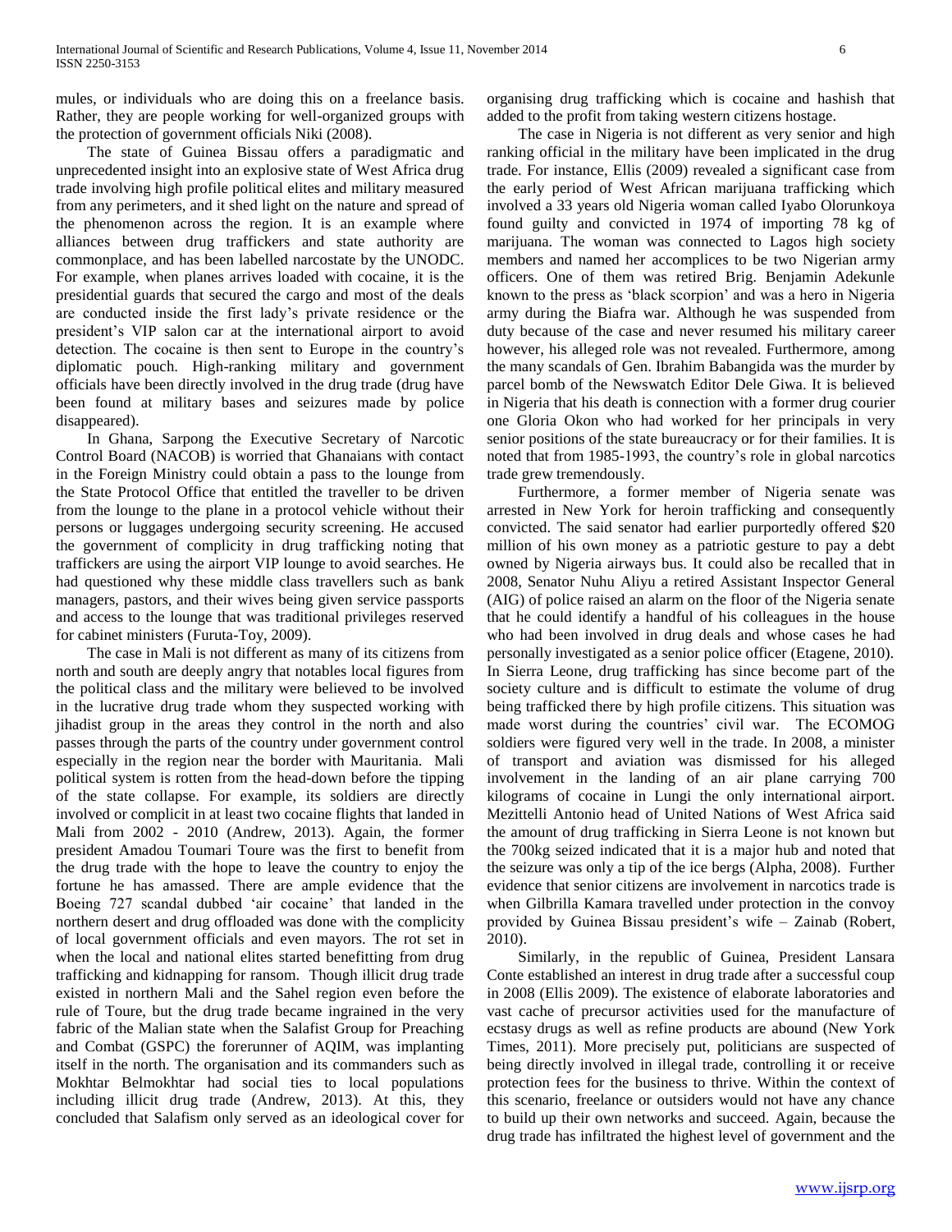mules, or individuals who are doing this on a freelance basis. Rather, they are people working for well-organized groups with the protection of government officials Niki (2008).

The state of Guinea Bissau offers a paradigmatic and unprecedented insight into an explosive state of West Africa drug trade involving high profile political elites and military measured from any perimeters, and it shed light on the nature and spread of the phenomenon across the region. It is an example where alliances between drug traffickers and state authority are commonplace, and has been labelled narcostate by the UNODC. For example, when planes arrives loaded with cocaine, it is the presidential guards that secured the cargo and most of the deals are conducted inside the first lady's private residence or the president's VIP salon car at the international airport to avoid detection. The cocaine is then sent to Europe in the country's diplomatic pouch. High-ranking military and government officials have been directly involved in the drug trade (drug have been found at military bases and seizures made by police disappeared).

In Ghana, Sarpong the Executive Secretary of Narcotic Control Board (NACOB) is worried that Ghanaians with contact in the Foreign Ministry could obtain a pass to the lounge from the State Protocol Office that entitled the traveller to be driven from the lounge to the plane in a protocol vehicle without their persons or luggages undergoing security screening. He accused the government of complicity in drug trafficking noting that traffickers are using the airport VIP lounge to avoid searches. He had questioned why these middle class travellers such as bank managers, pastors, and their wives being given service passports and access to the lounge that was traditional privileges reserved for cabinet ministers (Furuta-Toy, 2009).

The case in Mali is not different as many of its citizens from north and south are deeply angry that notables local figures from the political class and the military were believed to be involved in the lucrative drug trade whom they suspected working with jihadist group in the areas they control in the north and also passes through the parts of the country under government control especially in the region near the border with Mauritania. Mali political system is rotten from the head-down before the tipping of the state collapse. For example, its soldiers are directly involved or complicit in at least two cocaine flights that landed in Mali from 2002 - 2010 (Andrew, 2013). Again, the former president Amadou Toumari Toure was the first to benefit from the drug trade with the hope to leave the country to enjoy the fortune he has amassed. There are ample evidence that the Boeing 727 scandal dubbed 'air cocaine' that landed in the northern desert and drug offloaded was done with the complicity of local government officials and even mayors. The rot set in when the local and national elites started benefitting from drug trafficking and kidnapping for ransom. Though illicit drug trade existed in northern Mali and the Sahel region even before the rule of Toure, but the drug trade became ingrained in the very fabric of the Malian state when the Salafist Group for Preaching and Combat (GSPC) the forerunner of AQIM, was implanting itself in the north. The organisation and its commanders such as Mokhtar Belmokhtar had social ties to local populations including illicit drug trade (Andrew, 2013). At this, they concluded that Salafism only served as an ideological cover for organising drug trafficking which is cocaine and hashish that added to the profit from taking western citizens hostage.

The case in Nigeria is not different as very senior and high ranking official in the military have been implicated in the drug trade. For instance, Ellis (2009) revealed a significant case from the early period of West African marijuana trafficking which involved a 33 years old Nigeria woman called Iyabo Olorunkoya found guilty and convicted in 1974 of importing 78 kg of marijuana. The woman was connected to Lagos high society members and named her accomplices to be two Nigerian army officers. One of them was retired Brig. Benjamin Adekunle known to the press as 'black scorpion' and was a hero in Nigeria army during the Biafra war. Although he was suspended from duty because of the case and never resumed his military career however, his alleged role was not revealed. Furthermore, among the many scandals of Gen. Ibrahim Babangida was the murder by parcel bomb of the Newswatch Editor Dele Giwa. It is believed in Nigeria that his death is connection with a former drug courier one Gloria Okon who had worked for her principals in very senior positions of the state bureaucracy or for their families. It is noted that from 1985-1993, the country's role in global narcotics trade grew tremendously.

Furthermore, a former member of Nigeria senate was arrested in New York for heroin trafficking and consequently convicted. The said senator had earlier purportedly offered \$20 million of his own money as a patriotic gesture to pay a debt owned by Nigeria airways bus. It could also be recalled that in 2008, Senator Nuhu Aliyu a retired Assistant Inspector General (AIG) of police raised an alarm on the floor of the Nigeria senate that he could identify a handful of his colleagues in the house who had been involved in drug deals and whose cases he had personally investigated as a senior police officer (Etagene, 2010). In Sierra Leone, drug trafficking has since become part of the society culture and is difficult to estimate the volume of drug being trafficked there by high profile citizens. This situation was made worst during the countries' civil war. The ECOMOG soldiers were figured very well in the trade. In 2008, a minister of transport and aviation was dismissed for his alleged involvement in the landing of an air plane carrying 700 kilograms of cocaine in Lungi the only international airport. Mezittelli Antonio head of United Nations of West Africa said the amount of drug trafficking in Sierra Leone is not known but the 700kg seized indicated that it is a major hub and noted that the seizure was only a tip of the ice bergs (Alpha, 2008). Further evidence that senior citizens are involvement in narcotics trade is when Gilbrilla Kamara travelled under protection in the convoy provided by Guinea Bissau president's wife – Zainab (Robert, 2010).

Similarly, in the republic of Guinea, President Lansara Conte established an interest in drug trade after a successful coup in 2008 (Ellis 2009). The existence of elaborate laboratories and vast cache of precursor activities used for the manufacture of ecstasy drugs as well as refine products are abound (New York Times, 2011). More precisely put, politicians are suspected of being directly involved in illegal trade, controlling it or receive protection fees for the business to thrive. Within the context of this scenario, freelance or outsiders would not have any chance to build up their own networks and succeed. Again, because the drug trade has infiltrated the highest level of government and the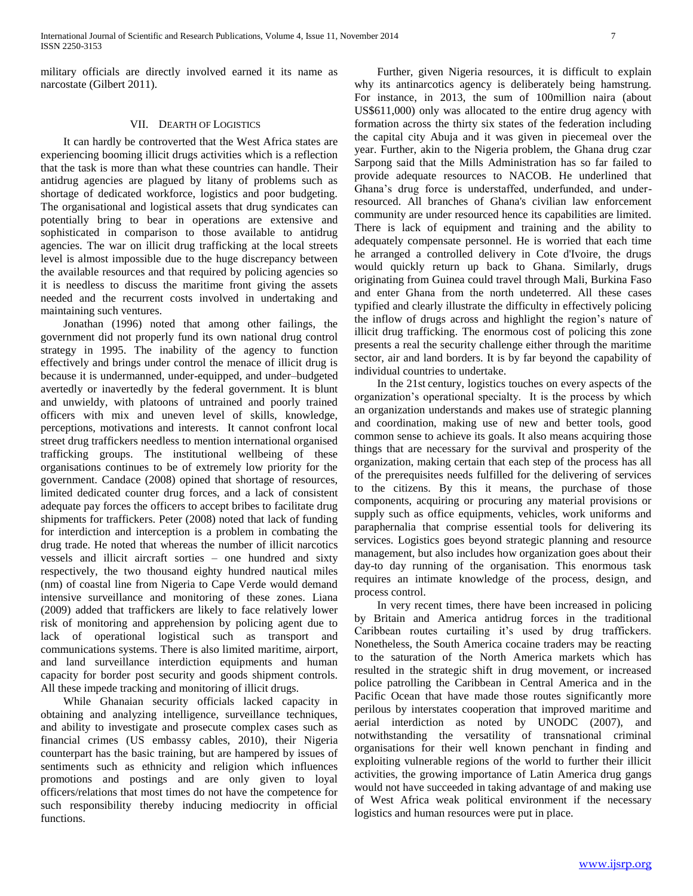military officials are directly involved earned it its name as narcostate (Gilbert 2011).

## VII. Dearth of Logistics

It can hardly be controverted that the West Africa states are experiencing booming illicit drugs activities which is a reflection that the task is more than what these countries can handle. Their antidrug agencies are plagued by litany of problems such as shortage of dedicated workforce, logistics and poor budgeting. The organisational and logistical assets that drug syndicates can potentially bring to bear in operations are extensive and sophisticated in comparison to those available to antidrug agencies. The war on illicit drug trafficking at the local streets level is almost impossible due to the huge discrepancy between the available resources and that required by policing agencies so it is needless to discuss the maritime front giving the assets needed and the recurrent costs involved in undertaking and maintaining such ventures.

Jonathan (1996) noted that among other failings, the government did not properly fund its own national drug control strategy in 1995. The inability of the agency to function effectively and brings under control the menace of illicit drug is because it is undermanned, under-equipped, and under–budgeted avertedly or inavertedly by the federal government. It is blunt and unwieldy, with platoons of untrained and poorly trained officers with mix and uneven level of skills, knowledge, perceptions, motivations and interests. It cannot confront local street drug traffickers needless to mention international organised trafficking groups. The institutional wellbeing of these organisations continues to be of extremely low priority for the government. Candace (2008) opined that shortage of resources, limited dedicated counter drug forces, and a lack of consistent adequate pay forces the officers to accept bribes to facilitate drug shipments for traffickers. Peter (2008) noted that lack of funding for interdiction and interception is a problem in combating the drug trade. He noted that whereas the number of illicit narcotics vessels and illicit aircraft sorties – one hundred and sixty respectively, the two thousand eighty hundred nautical miles (nm) of coastal line from Nigeria to Cape Verde would demand intensive surveillance and monitoring of these zones. Liana (2009) added that traffickers are likely to face relatively lower risk of monitoring and apprehension by policing agent due to lack of operational logistical such as transport and communications systems. There is also limited maritime, airport, and land surveillance interdiction equipments and human capacity for border post security and goods shipment controls. All these impede tracking and monitoring of illicit drugs.

While Ghanaian security officials lacked capacity in obtaining and analyzing intelligence, surveillance techniques, and ability to investigate and prosecute complex cases such as financial crimes (US embassy cables, 2010), their Nigeria counterpart has the basic training, but are hampered by issues of sentiments such as ethnicity and religion which influences promotions and postings and are only given to loyal officers/relations that most times do not have the competence for such responsibility thereby inducing mediocrity in official functions.

Further, given Nigeria resources, it is difficult to explain why its antinarcotics agency is deliberately being hamstrung. For instance, in 2013, the sum of 100million naira (about US$611,000) only was allocated to the entire drug agency with formation across the thirty six states of the federation including the capital city Abuja and it was given in piecemeal over the year. Further, akin to the Nigeria problem, the Ghana drug czar Sarpong said that the Mills Administration has so far failed to provide adequate resources to NACOB. He underlined that Ghana's drug force is understaffed, underfunded, and under-resourced. All branches of Ghana's civilian law enforcement community are under resourced hence its capabilities are limited. There is lack of equipment and training and the ability to adequately compensate personnel. He is worried that each time he arranged a controlled delivery in Cote d'Ivoire, the drugs would quickly return up back to Ghana. Similarly, drugs originating from Guinea could travel through Mali, Burkina Faso and enter Ghana from the north undeterred. All these cases typified and clearly illustrate the difficulty in effectively policing the inflow of drugs across and highlight the region's nature of illicit drug trafficking. The enormous cost of policing this zone presents a real the security challenge either through the maritime sector, air and land borders. It is by far beyond the capability of individual countries to undertake.

In the 21st century, logistics touches on every aspects of the organization's operational specialty. It is the process by which an organization understands and makes use of strategic planning and coordination, making use of new and better tools, good common sense to achieve its goals. It also means acquiring those things that are necessary for the survival and prosperity of the organization, making certain that each step of the process has all of the prerequisites needs fulfilled for the delivering of services to the citizens. By this it means, the purchase of those components, acquiring or procuring any material provisions or supply such as office equipments, vehicles, work uniforms and paraphernalia that comprise essential tools for delivering its services. Logistics goes beyond strategic planning and resource management, but also includes how organization goes about their day-to day running of the organisation. This enormous task requires an intimate knowledge of the process, design, and process control.

In very recent times, there have been increased in policing by Britain and America antidrug forces in the traditional Caribbean routes curtailing it's used by drug traffickers. Nonetheless, the South America cocaine traders may be reacting to the saturation of the North America markets which has resulted in the strategic shift in drug movement, or increased police patrolling the Caribbean in Central America and in the Pacific Ocean that have made those routes significantly more perilous by interstates cooperation that improved maritime and aerial interdiction as noted by UNODC (2007), and notwithstanding the versatility of transnational criminal organisations for their well known penchant in finding and exploiting vulnerable regions of the world to further their illicit activities, the growing importance of Latin America drug gangs would not have succeeded in taking advantage of and making use of West Africa weak political environment if the necessary logistics and human resources were put in place.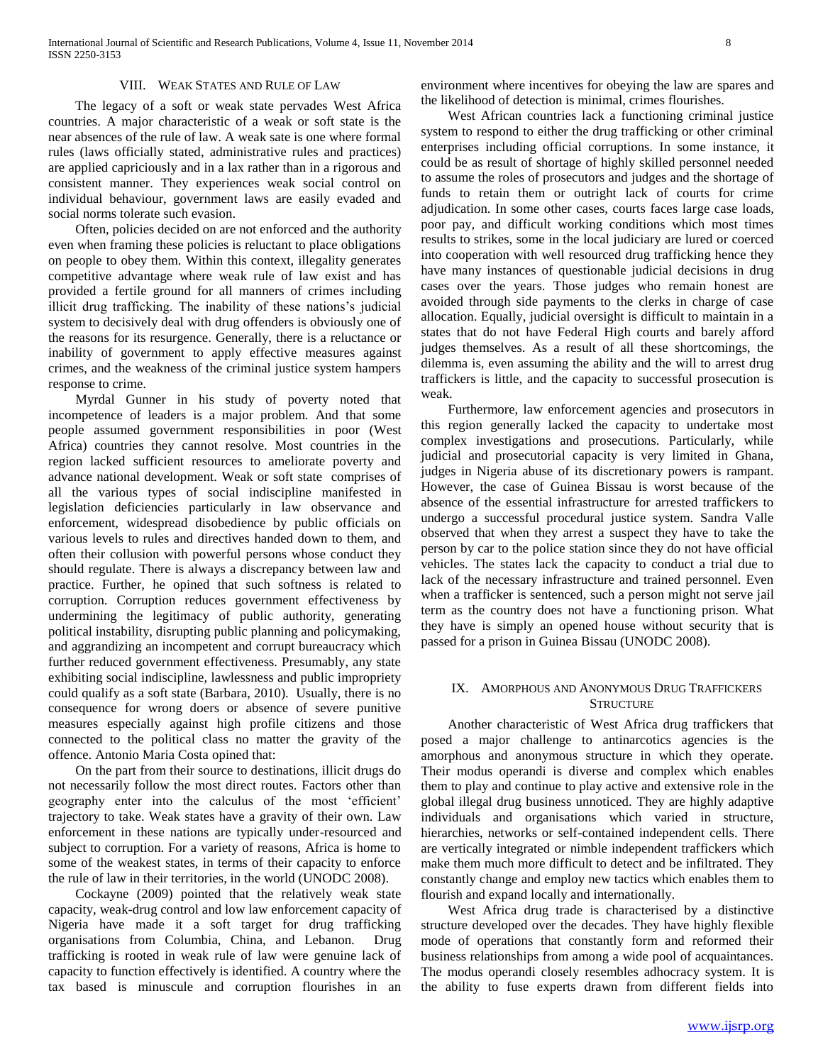## VIII. Weak States and Rule of Law

The legacy of a soft or weak state pervades West Africa countries. A major characteristic of a weak or soft state is the near absences of the rule of law. A weak sate is one where formal rules (laws officially stated, administrative rules and practices) are applied capriciously and in a lax rather than in a rigorous and consistent manner. They experiences weak social control on individual behaviour, government laws are easily evaded and social norms tolerate such evasion.

Often, policies decided on are not enforced and the authority even when framing these policies is reluctant to place obligations on people to obey them. Within this context, illegality generates competitive advantage where weak rule of law exist and has provided a fertile ground for all manners of crimes including illicit drug trafficking. The inability of these nations's judicial system to decisively deal with drug offenders is obviously one of the reasons for its resurgence. Generally, there is a reluctance or inability of government to apply effective measures against crimes, and the weakness of the criminal justice system hampers response to crime.

Myrdal Gunner in his study of poverty noted that incompetence of leaders is a major problem. And that some people assumed government responsibilities in poor (West Africa) countries they cannot resolve. Most countries in the region lacked sufficient resources to ameliorate poverty and advance national development. Weak or soft state comprises of all the various types of social indiscipline manifested in legislation deficiencies particularly in law observance and enforcement, widespread disobedience by public officials on various levels to rules and directives handed down to them, and often their collusion with powerful persons whose conduct they should regulate. There is always a discrepancy between law and practice. Further, he opined that such softness is related to corruption. Corruption reduces government effectiveness by undermining the legitimacy of public authority, generating political instability, disrupting public planning and policymaking, and aggrandizing an incompetent and corrupt bureaucracy which further reduced government effectiveness. Presumably, any state exhibiting social indiscipline, lawlessness and public impropriety could qualify as a soft state (Barbara, 2010). Usually, there is no consequence for wrong doers or absence of severe punitive measures especially against high profile citizens and those connected to the political class no matter the gravity of the offence. Antonio Maria Costa opined that:

On the part from their source to destinations, illicit drugs do not necessarily follow the most direct routes. Factors other than geography enter into the calculus of the most 'efficient' trajectory to take. Weak states have a gravity of their own. Law enforcement in these nations are typically under-resourced and subject to corruption. For a variety of reasons, Africa is home to some of the weakest states, in terms of their capacity to enforce the rule of law in their territories, in the world (UNODC 2008).

Cockayne (2009) pointed that the relatively weak state capacity, weak-drug control and low law enforcement capacity of Nigeria have made it a soft target for drug trafficking organisations from Columbia, China, and Lebanon. Drug trafficking is rooted in weak rule of law were genuine lack of capacity to function effectively is identified. A country where the tax based is minuscule and corruption flourishes in an environment where incentives for obeying the law are spares and the likelihood of detection is minimal, crimes flourishes.

West African countries lack a functioning criminal justice system to respond to either the drug trafficking or other criminal enterprises including official corruptions. In some instance, it could be as result of shortage of highly skilled personnel needed to assume the roles of prosecutors and judges and the shortage of funds to retain them or outright lack of courts for crime adjudication. In some other cases, courts faces large case loads, poor pay, and difficult working conditions which most times results to strikes, some in the local judiciary are lured or coerced into cooperation with well resourced drug trafficking hence they have many instances of questionable judicial decisions in drug cases over the years. Those judges who remain honest are avoided through side payments to the clerks in charge of case allocation. Equally, judicial oversight is difficult to maintain in a states that do not have Federal High courts and barely afford judges themselves. As a result of all these shortcomings, the dilemma is, even assuming the ability and the will to arrest drug traffickers is little, and the capacity to successful prosecution is weak.

Furthermore, law enforcement agencies and prosecutors in this region generally lacked the capacity to undertake most complex investigations and prosecutions. Particularly, while judicial and prosecutorial capacity is very limited in Ghana, judges in Nigeria abuse of its discretionary powers is rampant. However, the case of Guinea Bissau is worst because of the absence of the essential infrastructure for arrested traffickers to undergo a successful procedural justice system. Sandra Valle observed that when they arrest a suspect they have to take the person by car to the police station since they do not have official vehicles. The states lack the capacity to conduct a trial due to lack of the necessary infrastructure and trained personnel. Even when a trafficker is sentenced, such a person might not serve jail term as the country does not have a functioning prison. What they have is simply an opened house without security that is passed for a prison in Guinea Bissau (UNODC 2008).

## IX. Amorphous and Anonymous Drug Traffickers Structure

Another characteristic of West Africa drug traffickers that posed a major challenge to antinarcotics agencies is the amorphous and anonymous structure in which they operate. Their modus operandi is diverse and complex which enables them to play and continue to play active and extensive role in the global illegal drug business unnoticed. They are highly adaptive individuals and organisations which varied in structure, hierarchies, networks or self-contained independent cells. There are vertically integrated or nimble independent traffickers which make them much more difficult to detect and be infiltrated. They constantly change and employ new tactics which enables them to flourish and expand locally and internationally.

West Africa drug trade is characterised by a distinctive structure developed over the decades. They have highly flexible mode of operations that constantly form and reformed their business relationships from among a wide pool of acquaintances. The modus operandi closely resembles adhocracy system. It is the ability to fuse experts drawn from different fields into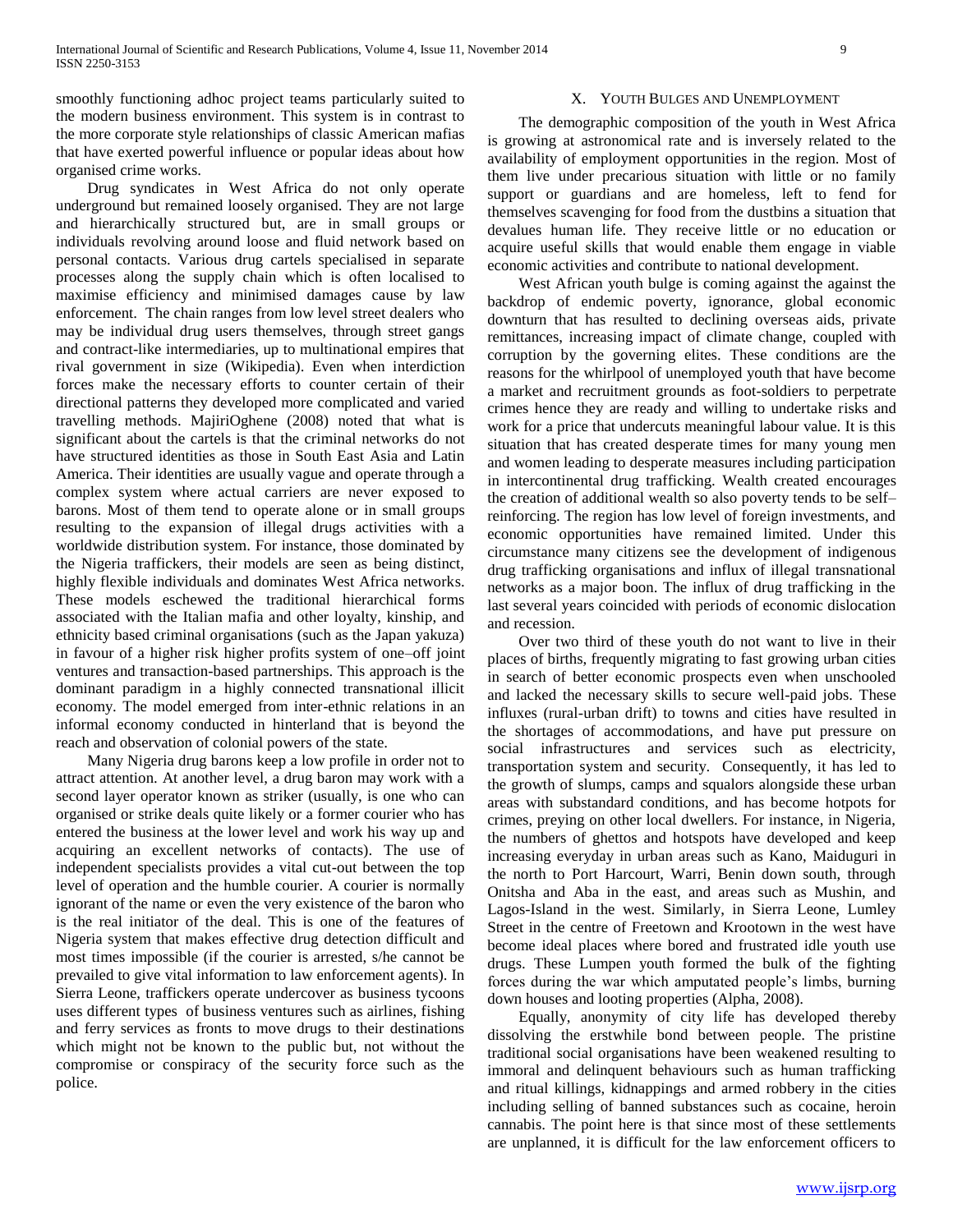smoothly functioning adhoc project teams particularly suited to the modern business environment. This system is in contrast to the more corporate style relationships of classic American mafias that have exerted powerful influence or popular ideas about how organised crime works.

Drug syndicates in West Africa do not only operate underground but remained loosely organised. They are not large and hierarchically structured but, are in small groups or individuals revolving around loose and fluid network based on personal contacts. Various drug cartels specialised in separate processes along the supply chain which is often localised to maximise efficiency and minimised damages cause by law enforcement. The chain ranges from low level street dealers who may be individual drug users themselves, through street gangs and contract-like intermediaries, up to multinational empires that rival government in size (Wikipedia). Even when interdiction forces make the necessary efforts to counter certain of their directional patterns they developed more complicated and varied travelling methods. MajiriOghene (2008) noted that what is significant about the cartels is that the criminal networks do not have structured identities as those in South East Asia and Latin America. Their identities are usually vague and operate through a complex system where actual carriers are never exposed to barons. Most of them tend to operate alone or in small groups resulting to the expansion of illegal drugs activities with a worldwide distribution system. For instance, those dominated by the Nigeria traffickers, their models are seen as being distinct, highly flexible individuals and dominates West Africa networks. These models eschewed the traditional hierarchical forms associated with the Italian mafia and other loyalty, kinship, and ethnicity based criminal organisations (such as the Japan yakuza) in favour of a higher risk higher profits system of one–off joint ventures and transaction-based partnerships. This approach is the dominant paradigm in a highly connected transnational illicit economy. The model emerged from inter-ethnic relations in an informal economy conducted in hinterland that is beyond the reach and observation of colonial powers of the state.

Many Nigeria drug barons keep a low profile in order not to attract attention. At another level, a drug baron may work with a second layer operator known as striker (usually, is one who can organised or strike deals quite likely or a former courier who has entered the business at the lower level and work his way up and acquiring an excellent networks of contacts). The use of independent specialists provides a vital cut-out between the top level of operation and the humble courier. A courier is normally ignorant of the name or even the very existence of the baron who is the real initiator of the deal. This is one of the features of Nigeria system that makes effective drug detection difficult and most times impossible (if the courier is arrested, s/he cannot be prevailed to give vital information to law enforcement agents). In Sierra Leone, traffickers operate undercover as business tycoons uses different types of business ventures such as airlines, fishing and ferry services as fronts to move drugs to their destinations which might not be known to the public but, not without the compromise or conspiracy of the security force such as the police.

## X. Youth Bulges and Unemployment

The demographic composition of the youth in West Africa is growing at astronomical rate and is inversely related to the availability of employment opportunities in the region. Most of them live under precarious situation with little or no family support or guardians and are homeless, left to fend for themselves scavenging for food from the dustbins a situation that devalues human life. They receive little or no education or acquire useful skills that would enable them engage in viable economic activities and contribute to national development.

West African youth bulge is coming against the against the backdrop of endemic poverty, ignorance, global economic downturn that has resulted to declining overseas aids, private remittances, increasing impact of climate change, coupled with corruption by the governing elites. These conditions are the reasons for the whirlpool of unemployed youth that have become a market and recruitment grounds as foot-soldiers to perpetrate crimes hence they are ready and willing to undertake risks and work for a price that undercuts meaningful labour value. It is this situation that has created desperate times for many young men and women leading to desperate measures including participation in intercontinental drug trafficking. Wealth created encourages the creation of additional wealth so also poverty tends to be self–reinforcing. The region has low level of foreign investments, and economic opportunities have remained limited. Under this circumstance many citizens see the development of indigenous drug trafficking organisations and influx of illegal transnational networks as a major boon. The influx of drug trafficking in the last several years coincided with periods of economic dislocation and recession.

Over two third of these youth do not want to live in their places of births, frequently migrating to fast growing urban cities in search of better economic prospects even when unschooled and lacked the necessary skills to secure well-paid jobs. These influxes (rural-urban drift) to towns and cities have resulted in the shortages of accommodations, and have put pressure on social infrastructures and services such as electricity, transportation system and security. Consequently, it has led to the growth of slumps, camps and squalors alongside these urban areas with substandard conditions, and has become hotpots for crimes, preying on other local dwellers. For instance, in Nigeria, the numbers of ghettos and hotspots have developed and keep increasing everyday in urban areas such as Kano, Maiduguri in the north to Port Harcourt, Warri, Benin down south, through Onitsha and Aba in the east, and areas such as Mushin, and Lagos-Island in the west. Similarly, in Sierra Leone, Lumley Street in the centre of Freetown and Krootown in the west have become ideal places where bored and frustrated idle youth use drugs. These Lumpen youth formed the bulk of the fighting forces during the war which amputated people's limbs, burning down houses and looting properties (Alpha, 2008).

Equally, anonymity of city life has developed thereby dissolving the erstwhile bond between people. The pristine traditional social organisations have been weakened resulting to immoral and delinquent behaviours such as human trafficking and ritual killings, kidnappings and armed robbery in the cities including selling of banned substances such as cocaine, heroin cannabis. The point here is that since most of these settlements are unplanned, it is difficult for the law enforcement officers to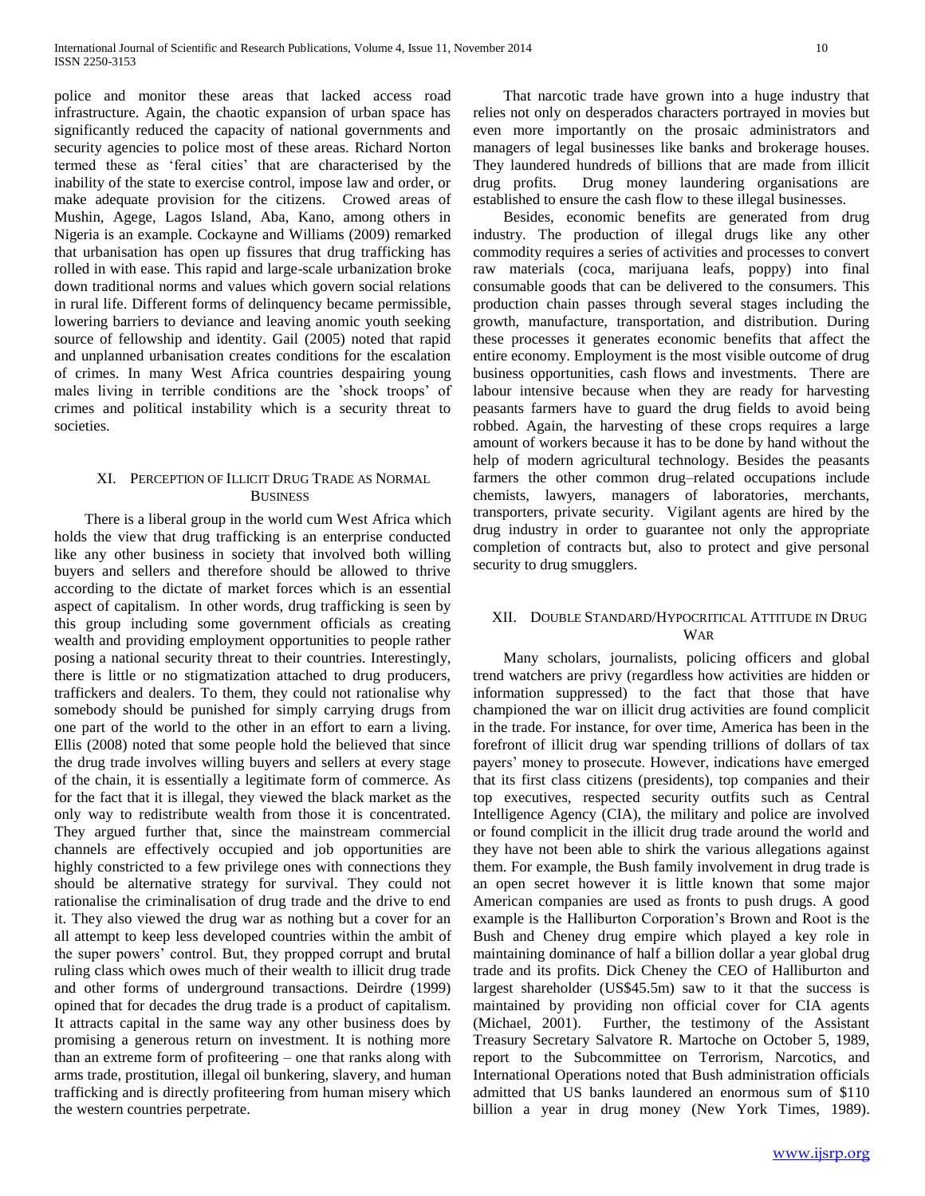police and monitor these areas that lacked access road infrastructure. Again, the chaotic expansion of urban space has significantly reduced the capacity of national governments and security agencies to police most of these areas. Richard Norton termed these as 'feral cities' that are characterised by the inability of the state to exercise control, impose law and order, or make adequate provision for the citizens. Crowed areas of Mushin, Agege, Lagos Island, Aba, Kano, among others in Nigeria is an example. Cockayne and Williams (2009) remarked that urbanisation has open up fissures that drug trafficking has rolled in with ease. This rapid and large-scale urbanization broke down traditional norms and values which govern social relations in rural life. Different forms of delinquency became permissible, lowering barriers to deviance and leaving anomic youth seeking source of fellowship and identity. Gail (2005) noted that rapid and unplanned urbanisation creates conditions for the escalation of crimes. In many West Africa countries despairing young males living in terrible conditions are the 'shock troops' of crimes and political instability which is a security threat to societies.

## XI. Perception of Illicit Drug Trade as Normal Business

There is a liberal group in the world cum West Africa which holds the view that drug trafficking is an enterprise conducted like any other business in society that involved both willing buyers and sellers and therefore should be allowed to thrive according to the dictate of market forces which is an essential aspect of capitalism. In other words, drug trafficking is seen by this group including some government officials as creating wealth and providing employment opportunities to people rather posing a national security threat to their countries. Interestingly, there is little or no stigmatization attached to drug producers, traffickers and dealers. To them, they could not rationalise why somebody should be punished for simply carrying drugs from one part of the world to the other in an effort to earn a living. Ellis (2008) noted that some people hold the believed that since the drug trade involves willing buyers and sellers at every stage of the chain, it is essentially a legitimate form of commerce. As for the fact that it is illegal, they viewed the black market as the only way to redistribute wealth from those it is concentrated. They argued further that, since the mainstream commercial channels are effectively occupied and job opportunities are highly constricted to a few privilege ones with connections they should be alternative strategy for survival. They could not rationalise the criminalisation of drug trade and the drive to end it. They also viewed the drug war as nothing but a cover for an all attempt to keep less developed countries within the ambit of the super powers' control. But, they propped corrupt and brutal ruling class which owes much of their wealth to illicit drug trade and other forms of underground transactions. Deirdre (1999) opined that for decades the drug trade is a product of capitalism. It attracts capital in the same way any other business does by promising a generous return on investment. It is nothing more than an extreme form of profiteering – one that ranks along with arms trade, prostitution, illegal oil bunkering, slavery, and human trafficking and is directly profiteering from human misery which the western countries perpetrate.

That narcotic trade have grown into a huge industry that relies not only on desperados characters portrayed in movies but even more importantly on the prosaic administrators and managers of legal businesses like banks and brokerage houses. They laundered hundreds of billions that are made from illicit drug profits. Drug money laundering organisations are established to ensure the cash flow to these illegal businesses.

Besides, economic benefits are generated from drug industry. The production of illegal drugs like any other commodity requires a series of activities and processes to convert raw materials (coca, marijuana leafs, poppy) into final consumable goods that can be delivered to the consumers. This production chain passes through several stages including the growth, manufacture, transportation, and distribution. During these processes it generates economic benefits that affect the entire economy. Employment is the most visible outcome of drug business opportunities, cash flows and investments. There are labour intensive because when they are ready for harvesting peasants farmers have to guard the drug fields to avoid being robbed. Again, the harvesting of these crops requires a large amount of workers because it has to be done by hand without the help of modern agricultural technology. Besides the peasants farmers the other common drug–related occupations include chemists, lawyers, managers of laboratories, merchants, transporters, private security. Vigilant agents are hired by the drug industry in order to guarantee not only the appropriate completion of contracts but, also to protect and give personal security to drug smugglers.

## XII. Double Standard/Hypocritical Attitude in Drug War

Many scholars, journalists, policing officers and global trend watchers are privy (regardless how activities are hidden or information suppressed) to the fact that those that have championed the war on illicit drug activities are found complicit in the trade. For instance, for over time, America has been in the forefront of illicit drug war spending trillions of dollars of tax payers' money to prosecute. However, indications have emerged that its first class citizens (presidents), top companies and their top executives, respected security outfits such as Central Intelligence Agency (CIA), the military and police are involved or found complicit in the illicit drug trade around the world and they have not been able to shirk the various allegations against them. For example, the Bush family involvement in drug trade is an open secret however it is little known that some major American companies are used as fronts to push drugs. A good example is the Halliburton Corporation's Brown and Root is the Bush and Cheney drug empire which played a key role in maintaining dominance of half a billion dollar a year global drug trade and its profits. Dick Cheney the CEO of Halliburton and largest shareholder (US$45.5m) saw to it that the success is maintained by providing non official cover for CIA agents (Michael, 2001). Further, the testimony of the Assistant Treasury Secretary Salvatore R. Martoche on October 5, 1989, report to the Subcommittee on Terrorism, Narcotics, and International Operations noted that Bush administration officials admitted that US banks laundered an enormous sum of $110 billion a year in drug money (New York Times, 1989).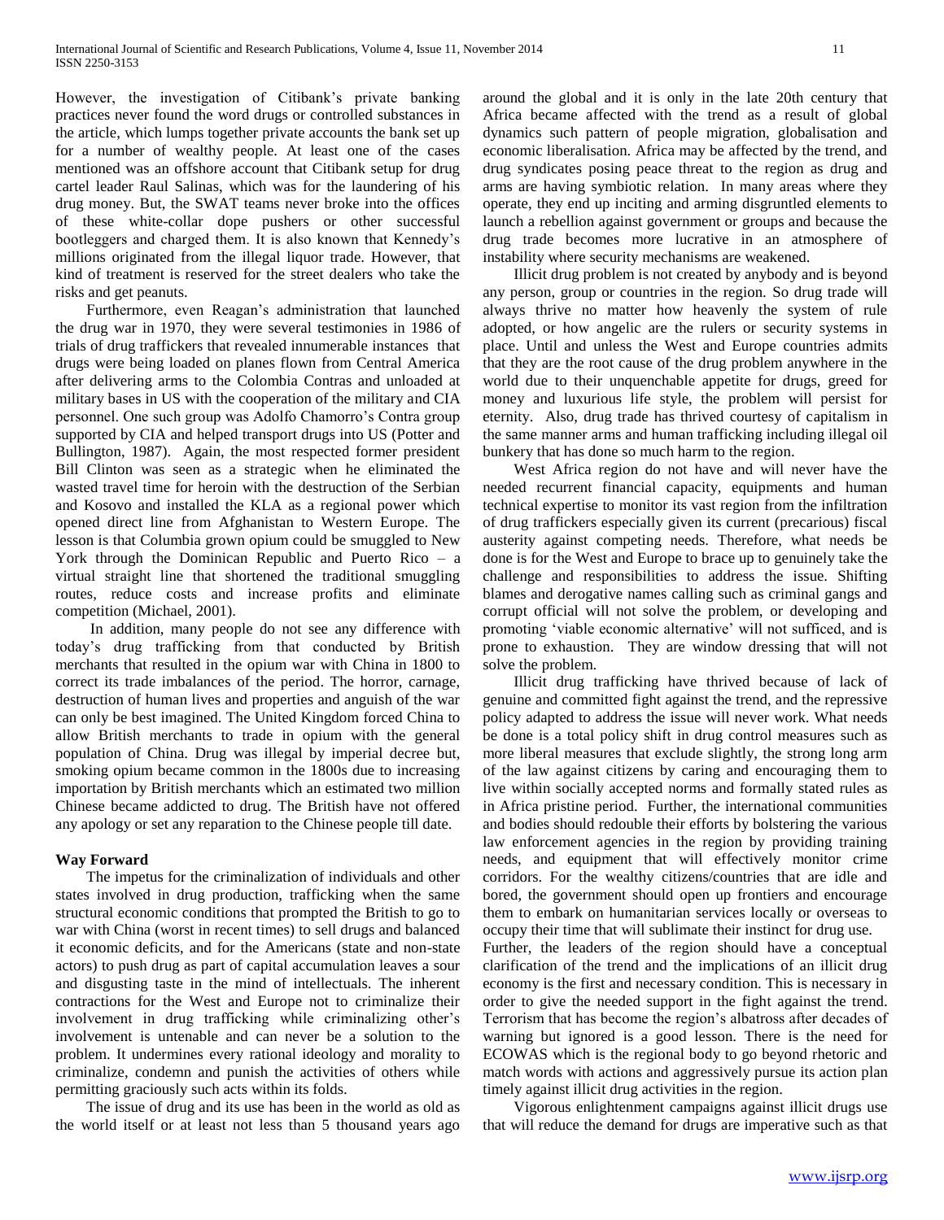However, the investigation of Citibank's private banking practices never found the word drugs or controlled substances in the article, which lumps together private accounts the bank set up for a number of wealthy people. At least one of the cases mentioned was an offshore account that Citibank setup for drug cartel leader Raul Salinas, which was for the laundering of his drug money. But, the SWAT teams never broke into the offices of these white-collar dope pushers or other successful bootleggers and charged them. It is also known that Kennedy's millions originated from the illegal liquor trade. However, that kind of treatment is reserved for the street dealers who take the risks and get peanuts.

Furthermore, even Reagan's administration that launched the drug war in 1970, they were several testimonies in 1986 of trials of drug traffickers that revealed innumerable instances that drugs were being loaded on planes flown from Central America after delivering arms to the Colombia Contras and unloaded at military bases in US with the cooperation of the military and CIA personnel. One such group was Adolfo Chamorro's Contra group supported by CIA and helped transport drugs into US (Potter and Bullington, 1987). Again, the most respected former president Bill Clinton was seen as a strategic when he eliminated the wasted travel time for heroin with the destruction of the Serbian and Kosovo and installed the KLA as a regional power which opened direct line from Afghanistan to Western Europe. The lesson is that Columbia grown opium could be smuggled to New York through the Dominican Republic and Puerto Rico – a virtual straight line that shortened the traditional smuggling routes, reduce costs and increase profits and eliminate competition (Michael, 2001).

In addition, many people do not see any difference with today's drug trafficking from that conducted by British merchants that resulted in the opium war with China in 1800 to correct its trade imbalances of the period. The horror, carnage, destruction of human lives and properties and anguish of the war can only be best imagined. The United Kingdom forced China to allow British merchants to trade in opium with the general population of China. Drug was illegal by imperial decree but, smoking opium became common in the 1800s due to increasing importation by British merchants which an estimated two million Chinese became addicted to drug. The British have not offered any apology or set any reparation to the Chinese people till date.

**Way Forward**

The impetus for the criminalization of individuals and other states involved in drug production, trafficking when the same structural economic conditions that prompted the British to go to war with China (worst in recent times) to sell drugs and balanced it economic deficits, and for the Americans (state and non-state actors) to push drug as part of capital accumulation leaves a sour and disgusting taste in the mind of intellectuals. The inherent contractions for the West and Europe not to criminalize their involvement in drug trafficking while criminalizing other's involvement is untenable and can never be a solution to the problem. It undermines every rational ideology and morality to criminalize, condemn and punish the activities of others while permitting graciously such acts within its folds.

The issue of drug and its use has been in the world as old as the world itself or at least not less than 5 thousand years ago around the global and it is only in the late 20th century that Africa became affected with the trend as a result of global dynamics such pattern of people migration, globalisation and economic liberalisation. Africa may be affected by the trend, and drug syndicates posing peace threat to the region as drug and arms are having symbiotic relation. In many areas where they operate, they end up inciting and arming disgruntled elements to launch a rebellion against government or groups and because the drug trade becomes more lucrative in an atmosphere of instability where security mechanisms are weakened.

Illicit drug problem is not created by anybody and is beyond any person, group or countries in the region. So drug trade will always thrive no matter how heavenly the system of rule adopted, or how angelic are the rulers or security systems in place. Until and unless the West and Europe countries admits that they are the root cause of the drug problem anywhere in the world due to their unquenchable appetite for drugs, greed for money and luxurious life style, the problem will persist for eternity. Also, drug trade has thrived courtesy of capitalism in the same manner arms and human trafficking including illegal oil bunkery that has done so much harm to the region.

West Africa region do not have and will never have the needed recurrent financial capacity, equipments and human technical expertise to monitor its vast region from the infiltration of drug traffickers especially given its current (precarious) fiscal austerity against competing needs. Therefore, what needs be done is for the West and Europe to brace up to genuinely take the challenge and responsibilities to address the issue. Shifting blames and derogative names calling such as criminal gangs and corrupt official will not solve the problem, or developing and promoting 'viable economic alternative' will not sufficed, and is prone to exhaustion. They are window dressing that will not solve the problem.

Illicit drug trafficking have thrived because of lack of genuine and committed fight against the trend, and the repressive policy adapted to address the issue will never work. What needs be done is a total policy shift in drug control measures such as more liberal measures that exclude slightly, the strong long arm of the law against citizens by caring and encouraging them to live within socially accepted norms and formally stated rules as in Africa pristine period. Further, the international communities and bodies should redouble their efforts by bolstering the various law enforcement agencies in the region by providing training needs, and equipment that will effectively monitor crime corridors. For the wealthy citizens/countries that are idle and bored, the government should open up frontiers and encourage them to embark on humanitarian services locally or overseas to occupy their time that will sublimate their instinct for drug use.

Further, the leaders of the region should have a conceptual clarification of the trend and the implications of an illicit drug economy is the first and necessary condition. This is necessary in order to give the needed support in the fight against the trend. Terrorism that has become the region's albatross after decades of warning but ignored is a good lesson. There is the need for ECOWAS which is the regional body to go beyond rhetoric and match words with actions and aggressively pursue its action plan timely against illicit drug activities in the region.

Vigorous enlightenment campaigns against illicit drugs use that will reduce the demand for drugs are imperative such as that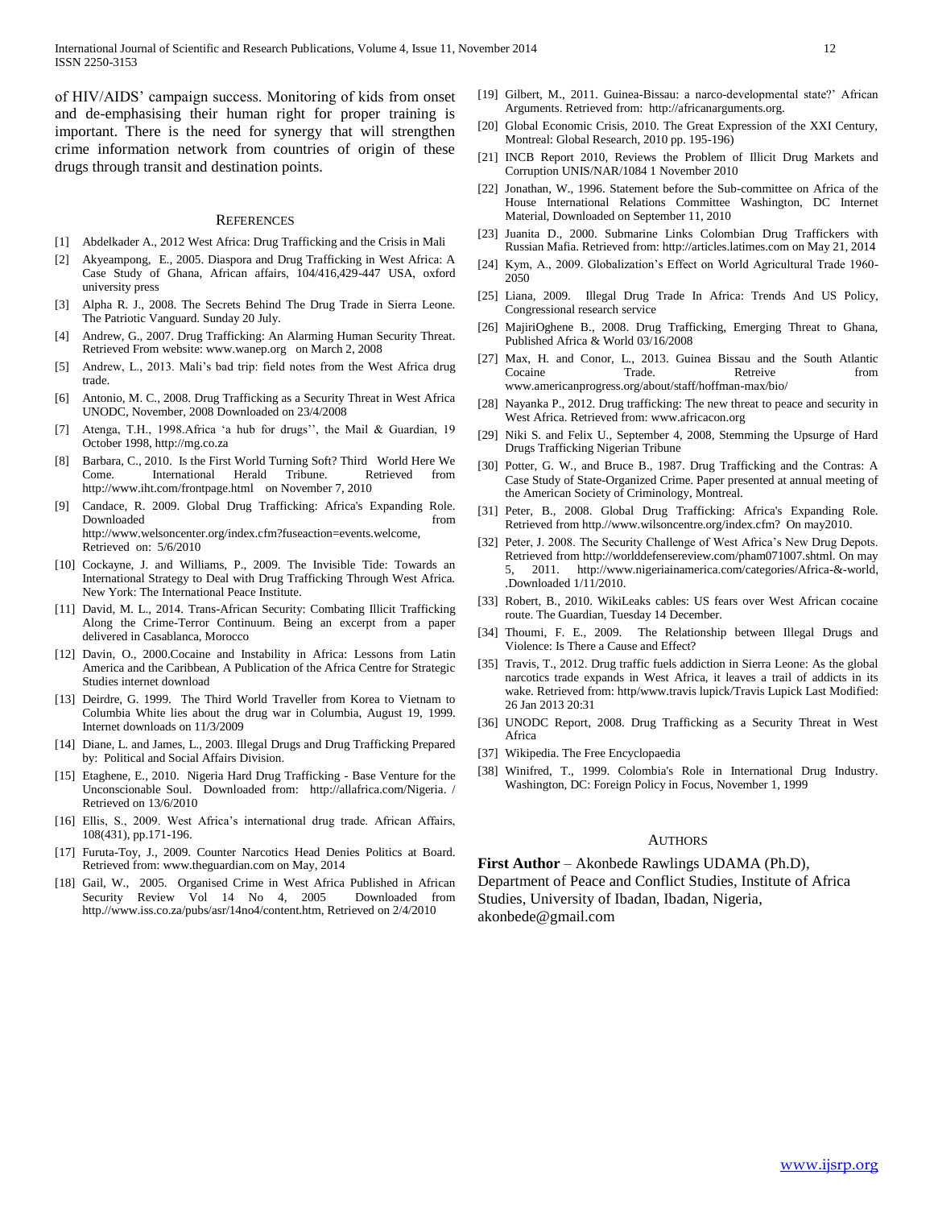of HIV/AIDS' campaign success. Monitoring of kids from onset and de-emphasising their human right for proper training is important. There is the need for synergy that will strengthen crime information network from countries of origin of these drugs through transit and destination points.

## References

[1] Abdelkader A., 2012 West Africa: Drug Trafficking and the Crisis in Mali

[2] Akyeampong, E., 2005. Diaspora and Drug Trafficking in West Africa: A Case Study of Ghana, African affairs, 104/416,429-447 USA, oxford university press

[3] Alpha R. J., 2008. The Secrets Behind The Drug Trade in Sierra Leone. The Patriotic Vanguard. Sunday 20 July.

[4] Andrew, G., 2007. Drug Trafficking: An Alarming Human Security Threat. Retrieved From website: www.wanep.org on March 2, 2008

[5] Andrew, L., 2013. Mali's bad trip: field notes from the West Africa drug trade.

[6] Antonio, M. C., 2008. Drug Trafficking as a Security Threat in West Africa UNODC, November, 2008 Downloaded on 23/4/2008

[7] Atenga, T.H., 1998.Africa 'a hub for drugs'', the Mail & Guardian, 19 October 1998, http://mg.co.za

[8] Barbara, C., 2010. Is the First World Turning Soft? Third World Here We Come. International Herald Tribune. Retrieved from http://www.iht.com/frontpage.html on November 7, 2010

[9] Candace, R. 2009. Global Drug Trafficking: Africa's Expanding Role. Downloaded from http://www.welsoncenter.org/index.cfm?fuseaction=events.welcome, Retrieved on: 5/6/2010

[10] Cockayne, J. and Williams, P., 2009. The Invisible Tide: Towards an International Strategy to Deal with Drug Trafficking Through West Africa. New York: The International Peace Institute.

[11] David, M. L., 2014. Trans-African Security: Combating Illicit Trafficking Along the Crime-Terror Continuum. Being an excerpt from a paper delivered in Casablanca, Morocco

[12] Davin, O., 2000.Cocaine and Instability in Africa: Lessons from Latin America and the Caribbean, A Publication of the Africa Centre for Strategic Studies internet download

[13] Deirdre, G. 1999. The Third World Traveller from Korea to Vietnam to Columbia White lies about the drug war in Columbia, August 19, 1999. Internet downloads on 11/3/2009

[14] Diane, L. and James, L., 2003. Illegal Drugs and Drug Trafficking Prepared by: Political and Social Affairs Division.

[15] Etaghene, E., 2010. Nigeria Hard Drug Trafficking - Base Venture for the Unconscionable Soul. Downloaded from: http://allafrica.com/Nigeria. / Retrieved on 13/6/2010

[16] Ellis, S., 2009. West Africa's international drug trade. African Affairs, 108(431), pp.171-196.

[17] Furuta-Toy, J., 2009. Counter Narcotics Head Denies Politics at Board. Retrieved from: www.theguardian.com on May, 2014

[18] Gail, W., 2005. Organised Crime in West Africa Published in African Security Review Vol 14 No 4, 2005 Downloaded from http://www.iss.co.za/pubs/asr/14no4/content.htm, Retrieved on 2/4/2010

[19] Gilbert, M., 2011. Guinea-Bissau: a narco-developmental state?' African Arguments. Retrieved from: http://africanarguments.org.

[20] Global Economic Crisis, 2010. The Great Expression of the XXI Century, Montreal: Global Research, 2010 pp. 195-196)

[21] INCB Report 2010, Reviews the Problem of Illicit Drug Markets and Corruption UNIS/NAR/1084 1 November 2010

[22] Jonathan, W., 1996. Statement before the Sub-committee on Africa of the House International Relations Committee Washington, DC Internet Material, Downloaded on September 11, 2010

[23] Juanita D., 2000. Submarine Links Colombian Drug Traffickers with Russian Mafia. Retrieved from: http://articles.latimes.com on May 21, 2014

[24] Kym, A., 2009. Globalization's Effect on World Agricultural Trade 1960-2050

[25] Liana, 2009. Illegal Drug Trade In Africa: Trends And US Policy, Congressional research service

[26] MajiriOghene B., 2008. Drug Trafficking, Emerging Threat to Ghana, Published Africa & World 03/16/2008

[27] Max, H. and Conor, L., 2013. Guinea Bissau and the South Atlantic Cocaine Trade. Retreive from www.americanprogress.org/about/staff/hoffman-max/bio/

[28] Nayanka P., 2012. Drug trafficking: The new threat to peace and security in West Africa. Retrieved from: www.africacon.org

[29] Niki S. and Felix U., September 4, 2008, Stemming the Upsurge of Hard Drugs Trafficking Nigerian Tribune

[30] Potter, G. W., and Bruce B., 1987. Drug Trafficking and the Contras: A Case Study of State-Organized Crime. Paper presented at annual meeting of the American Society of Criminology, Montreal.

[31] Peter, B., 2008. Global Drug Trafficking: Africa's Expanding Role. Retrieved from http.//www.wilsoncentre.org/index.cfm? On may2010.

[32] Peter, J. 2008. The Security Challenge of West Africa's New Drug Depots. Retrieved from http://worlddefensereview.com/pham071007.shtml. On may 5, 2011. http://www.nigeriainamerica.com/categories/Africa-&-world, .Downloaded 1/11/2010.

[33] Robert, B., 2010. WikiLeaks cables: US fears over West African cocaine route. The Guardian, Tuesday 14 December.

[34] Thoumi, F. E., 2009. The Relationship between Illegal Drugs and Violence: Is There a Cause and Effect?

[35] Travis, T., 2012. Drug traffic fuels addiction in Sierra Leone: As the global narcotics trade expands in West Africa, it leaves a trail of addicts in its wake. Retrieved from: http/www.travis lupick/Travis Lupick Last Modified: 26 Jan 2013 20:31

[36] UNODC Report, 2008. Drug Trafficking as a Security Threat in West Africa

[37] Wikipedia. The Free Encyclopaedia

[38] Winifred, T., 1999. Colombia's Role in International Drug Industry. Washington, DC: Foreign Policy in Focus, November 1, 1999

## Authors

**First Author** – Akonbede Rawlings UDAMA (Ph.D), Department of Peace and Conflict Studies, Institute of Africa Studies, University of Ibadan, Ibadan, Nigeria, akonbede@gmail.com